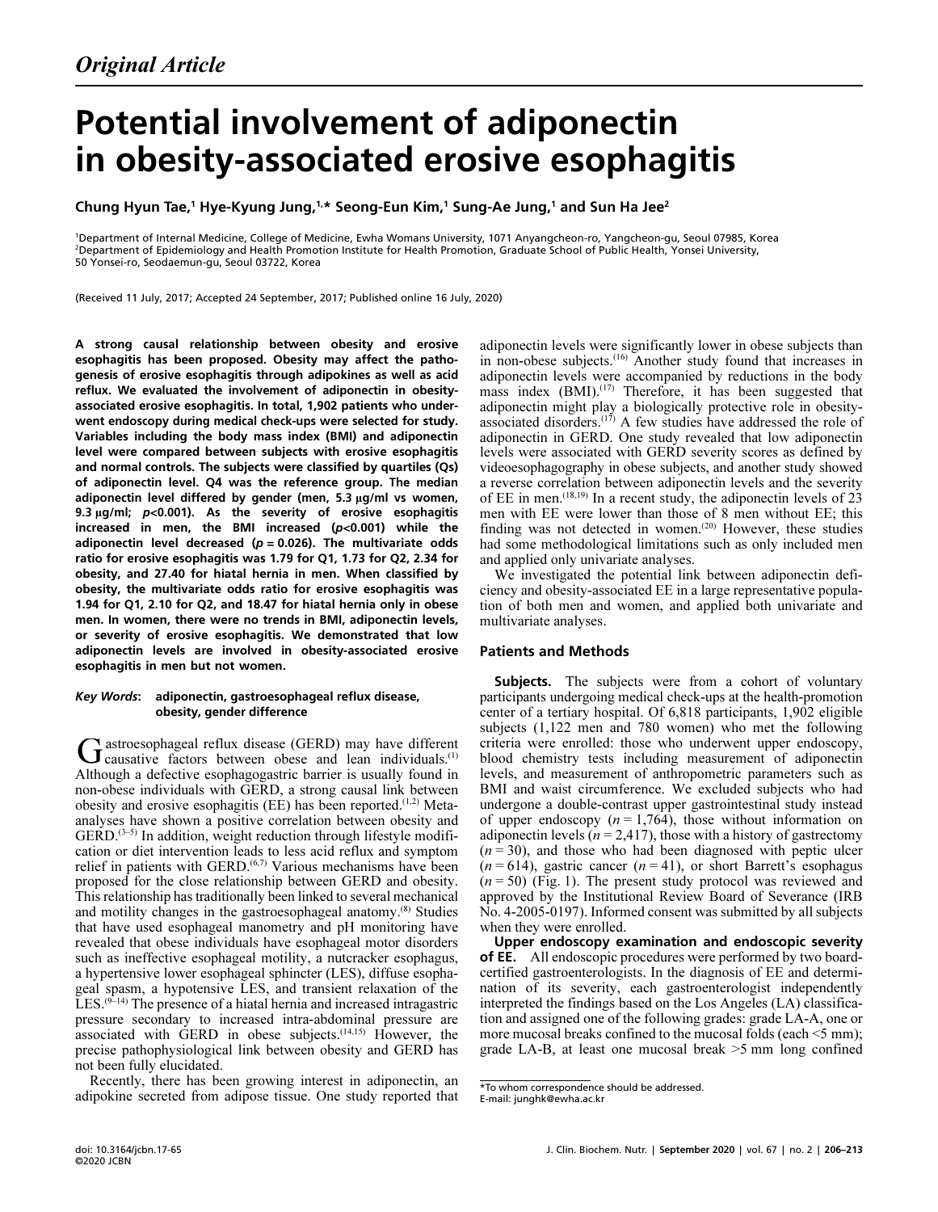*Original Article*

# Potential involvement of adiponectin in obesity-associated erosive esophagitis

**Chung Hyun Tae,[1] Hye-Kyung Jung,[1,*] Seong-Eun Kim,[1] Sung-Ae Jung,[1] and Sun Ha Jee[2]**

[1]Department of Internal Medicine, College of Medicine, Ewha Womans University, 1071 Anyangcheon-ro, Yangcheon-gu, Seoul 07985, Korea
[2]Department of Epidemiology and Health Promotion Institute for Health Promotion, Graduate School of Public Health, Yonsei University, 50 Yonsei-ro, Seodaemun-gu, Seoul 03722, Korea

(Received 11 July, 2017; Accepted 24 September, 2017; Published online 16 July, 2020)

**A strong causal relationship between obesity and erosive esophagitis has been proposed. Obesity may affect the pathogenesis of erosive esophagitis through adipokines as well as acid reflux. We evaluated the involvement of adiponectin in obesity-associated erosive esophagitis. In total, 1,902 patients who underwent endoscopy during medical check-ups were selected for study. Variables including the body mass index (BMI) and adiponectin level were compared between subjects with erosive esophagitis and normal controls. The subjects were classified by quartiles (Qs) of adiponectin level. Q4 was the reference group. The median adiponectin level differed by gender (men, 5.3 μg/ml vs women, 9.3 μg/ml; $p<0.001$). As the severity of erosive esophagitis increased in men, the BMI increased ($p<0.001$) while the adiponectin level decreased ($p = 0.026$). The multivariate odds ratio for erosive esophagitis was 1.79 for Q1, 1.73 for Q2, 2.34 for obesity, and 27.40 for hiatal hernia in men. When classified by obesity, the multivariate odds ratio for erosive esophagitis was 1.94 for Q1, 2.10 for Q2, and 18.47 for hiatal hernia only in obese men. In women, there were no trends in BMI, adiponectin levels, or severity of erosive esophagitis. We demonstrated that low adiponectin levels are involved in obesity-associated erosive esophagitis in men but not women.**

***Key Words*: adiponectin, gastroesophageal reflux disease, obesity, gender difference**

Gastroesophageal reflux disease (GERD) may have different causative factors between obese and lean individuals.[1] Although a defective esophagogastric barrier is usually found in non-obese individuals with GERD, a strong causal link between obesity and erosive esophagitis (EE) has been reported.[1,2] Meta-analyses have shown a positive correlation between obesity and GERD.[3–5] In addition, weight reduction through lifestyle modification or diet intervention leads to less acid reflux and symptom relief in patients with GERD.[6,7] Various mechanisms have been proposed for the close relationship between GERD and obesity. This relationship has traditionally been linked to several mechanical and motility changes in the gastroesophageal anatomy.[8] Studies that have used esophageal manometry and pH monitoring have revealed that obese individuals have esophageal motor disorders such as ineffective esophageal motility, a nutcracker esophagus, a hypertensive lower esophageal sphincter (LES), diffuse esophageal spasm, a hypotensive LES, and transient relaxation of the LES.[9–14] The presence of a hiatal hernia and increased intragastric pressure secondary to increased intra-abdominal pressure are associated with GERD in obese subjects.[14,15] However, the precise pathophysiological link between obesity and GERD has not been fully elucidated.

Recently, there has been growing interest in adiponectin, an adipokine secreted from adipose tissue. One study reported that adiponectin levels were significantly lower in obese subjects than in non-obese subjects.[16] Another study found that increases in adiponectin levels were accompanied by reductions in the body mass index (BMI).[17] Therefore, it has been suggested that adiponectin might play a biologically protective role in obesity-associated disorders.[17] A few studies have addressed the role of adiponectin in GERD. One study revealed that low adiponectin levels were associated with GERD severity scores as defined by videoesophagography in obese subjects, and another study showed a reverse correlation between adiponectin levels and the severity of EE in men.[18,19] In a recent study, the adiponectin levels of 23 men with EE were lower than those of 8 men without EE; this finding was not detected in women.[20] However, these studies had some methodological limitations such as only included men and applied only univariate analyses.

We investigated the potential link between adiponectin deficiency and obesity-associated EE in a large representative population of both men and women, and applied both univariate and multivariate analyses.

## Patients and Methods

**Subjects.** The subjects were from a cohort of voluntary participants undergoing medical check-ups at the health-promotion center of a tertiary hospital. Of 6,818 participants, 1,902 eligible subjects (1,122 men and 780 women) who met the following criteria were enrolled: those who underwent upper endoscopy, blood chemistry tests including measurement of adiponectin levels, and measurement of anthropometric parameters such as BMI and waist circumference. We excluded subjects who had undergone a double-contrast upper gastrointestinal study instead of upper endoscopy ($n = 1,764$), those without information on adiponectin levels ($n = 2,417$), those with a history of gastrectomy ($n = 30$), and those who had been diagnosed with peptic ulcer ($n = 614$), gastric cancer ($n = 41$), or short Barrett's esophagus ($n = 50$) (Fig. 1). The present study protocol was reviewed and approved by the Institutional Review Board of Severance (IRB No. 4-2005-0197). Informed consent was submitted by all subjects when they were enrolled.

**Upper endoscopy examination and endoscopic severity of EE.** All endoscopic procedures were performed by two board-certified gastroenterologists. In the diagnosis of EE and determination of its severity, each gastroenterologist independently interpreted the findings based on the Los Angeles (LA) classification and assigned one of the following grades: grade LA-A, one or more mucosal breaks confined to the mucosal folds (each <5 mm); grade LA-B, at least one mucosal break >5 mm long confined

*To whom correspondence should be addressed.
E-mail: junghk@ewha.ac.kr

doi: 10.3164/jcbn.17-65
©2020 JCBN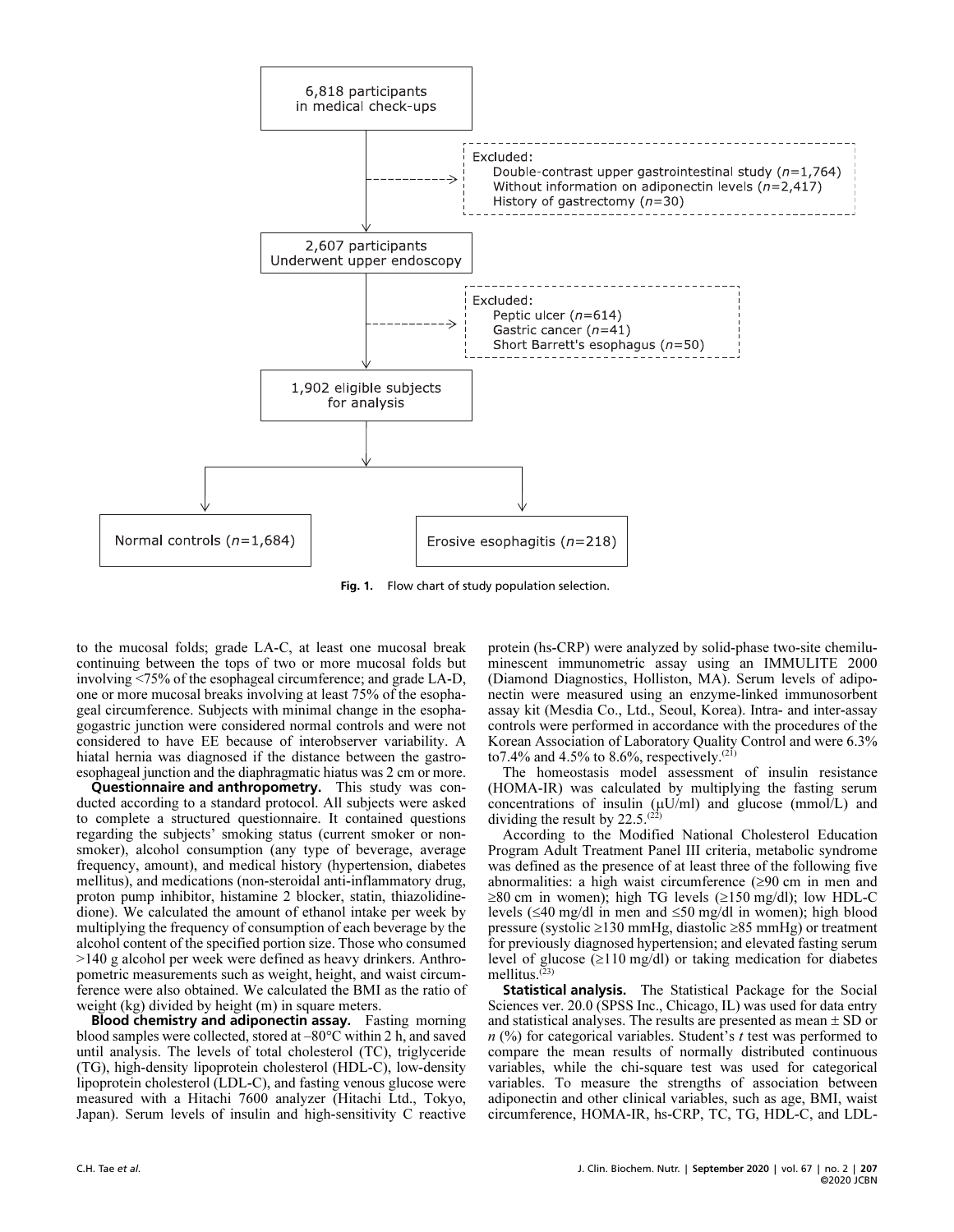6,818 participants in medical check-ups

Excluded:
Double-contrast upper gastrointestinal study ($n$=1,764)
Without information on adiponectin levels ($n$=2,417)
History of gastrectomy ($n$=30)

2,607 participants Underwent upper endoscopy

Excluded:
Peptic ulcer ($n$=614)
Gastric cancer ($n$=41)
Short Barrett's esophagus ($n$=50)

1,902 eligible subjects for analysis

Normal controls ($n$=1,684)

Erosive esophagitis ($n$=218)

**Fig. 1.** Flow chart of study population selection.

to the mucosal folds; grade LA-C, at least one mucosal break continuing between the tops of two or more mucosal folds but involving <75% of the esophageal circumference; and grade LA-D, one or more mucosal breaks involving at least 75% of the esophageal circumference. Subjects with minimal change in the esophagogastric junction were considered normal controls and were not considered to have EE because of interobserver variability. A hiatal hernia was diagnosed if the distance between the gastroesophageal junction and the diaphragmatic hiatus was 2 cm or more.

**Questionnaire and anthropometry.** This study was conducted according to a standard protocol. All subjects were asked to complete a structured questionnaire. It contained questions regarding the subjects' smoking status (current smoker or non-smoker), alcohol consumption (any type of beverage, average frequency, amount), and medical history (hypertension, diabetes mellitus), and medications (non-steroidal anti-inflammatory drug, proton pump inhibitor, histamine 2 blocker, statin, thiazolidinedione). We calculated the amount of ethanol intake per week by multiplying the frequency of consumption of each beverage by the alcohol content of the specified portion size. Those who consumed >140 g alcohol per week were defined as heavy drinkers. Anthropometric measurements such as weight, height, and waist circumference were also obtained. We calculated the BMI as the ratio of weight (kg) divided by height (m) in square meters.

**Blood chemistry and adiponectin assay.** Fasting morning blood samples were collected, stored at –80°C within 2 h, and saved until analysis. The levels of total cholesterol (TC), triglyceride (TG), high-density lipoprotein cholesterol (HDL-C), low-density lipoprotein cholesterol (LDL-C), and fasting venous glucose were measured with a Hitachi 7600 analyzer (Hitachi Ltd., Tokyo, Japan). Serum levels of insulin and high-sensitivity C reactive protein (hs-CRP) were analyzed by solid-phase two-site chemiluminescent immunometric assay using an IMMULITE 2000 (Diamond Diagnostics, Holliston, MA). Serum levels of adiponectin were measured using an enzyme-linked immunosorbent assay kit (Mesdia Co., Ltd., Seoul, Korea). Intra- and inter-assay controls were performed in accordance with the procedures of the Korean Association of Laboratory Quality Control and were 6.3% to7.4% and 4.5% to 8.6%, respectively.[21]

The homeostasis model assessment of insulin resistance (HOMA-IR) was calculated by multiplying the fasting serum concentrations of insulin (μU/ml) and glucose (mmol/L) and dividing the result by 22.5.[22]

According to the Modified National Cholesterol Education Program Adult Treatment Panel III criteria, metabolic syndrome was defined as the presence of at least three of the following five abnormalities: a high waist circumference (≥90 cm in men and ≥80 cm in women); high TG levels (≥150 mg/dl); low HDL-C levels (≤40 mg/dl in men and ≤50 mg/dl in women); high blood pressure (systolic ≥130 mmHg, diastolic ≥85 mmHg) or treatment for previously diagnosed hypertension; and elevated fasting serum level of glucose (≥110 mg/dl) or taking medication for diabetes mellitus.[23]

**Statistical analysis.** The Statistical Package for the Social Sciences ver. 20.0 (SPSS Inc., Chicago, IL) was used for data entry and statistical analyses. The results are presented as mean ± SD or $n$ (%) for categorical variables. Student's $t$ test was performed to compare the mean results of normally distributed continuous variables, while the chi-square test was used for categorical variables. To measure the strengths of association between adiponectin and other clinical variables, such as age, BMI, waist circumference, HOMA-IR, hs-CRP, TC, TG, HDL-C, and LDL-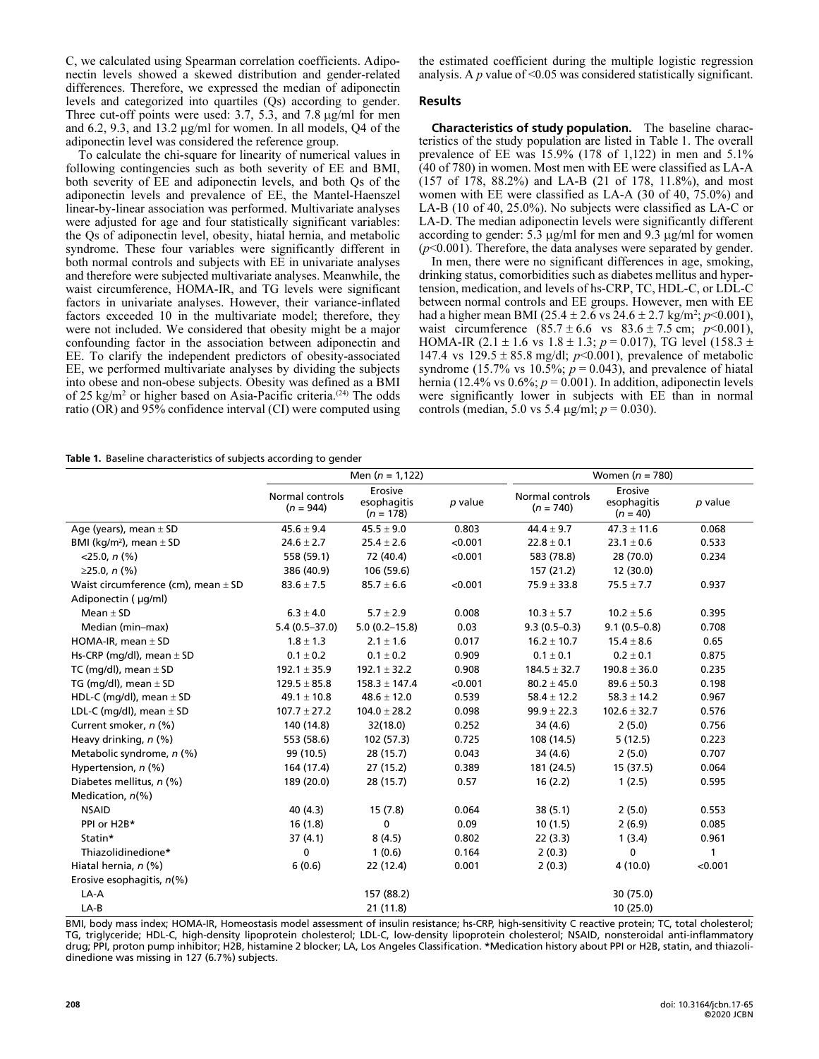C, we calculated using Spearman correlation coefficients. Adiponectin levels showed a skewed distribution and gender-related differences. Therefore, we expressed the median of adiponectin levels and categorized into quartiles (Qs) according to gender. Three cut-off points were used: 3.7, 5.3, and 7.8 μg/ml for men and 6.2, 9.3, and 13.2 μg/ml for women. In all models, Q4 of the adiponectin level was considered the reference group.

To calculate the chi-square for linearity of numerical values in following contingencies such as both severity of EE and BMI, both severity of EE and adiponectin levels, and both Qs of the adiponectin levels and prevalence of EE, the Mantel-Haenszel linear-by-linear association was performed. Multivariate analyses were adjusted for age and four statistically significant variables: the Qs of adiponectin level, obesity, hiatal hernia, and metabolic syndrome. These four variables were significantly different in both normal controls and subjects with EE in univariate analyses and therefore were subjected multivariate analyses. Meanwhile, the waist circumference, HOMA-IR, and TG levels were significant factors in univariate analyses. However, their variance-inflated factors exceeded 10 in the multivariate model; therefore, they were not included. We considered that obesity might be a major confounding factor in the association between adiponectin and EE. To clarify the independent predictors of obesity-associated EE, we performed multivariate analyses by dividing the subjects into obese and non-obese subjects. Obesity was defined as a BMI of 25 kg/m$^2$ or higher based on Asia-Pacific criteria.[24] The odds ratio (OR) and 95% confidence interval (CI) were computed using the estimated coefficient during the multiple logistic regression analysis. A $p$ value of <0.05 was considered statistically significant.

## Results

**Characteristics of study population.** The baseline characteristics of the study population are listed in Table 1. The overall prevalence of EE was 15.9% (178 of 1,122) in men and 5.1% (40 of 780) in women. Most men with EE were classified as LA-A (157 of 178, 88.2%) and LA-B (21 of 178, 11.8%), and most women with EE were classified as LA-A (30 of 40, 75.0%) and LA-B (10 of 40, 25.0%). No subjects were classified as LA-C or LA-D. The median adiponectin levels were significantly different according to gender: 5.3 μg/ml for men and 9.3 μg/ml for women ($p$<0.001). Therefore, the data analyses were separated by gender.

In men, there were no significant differences in age, smoking, drinking status, comorbidities such as diabetes mellitus and hypertension, medication, and levels of hs-CRP, TC, HDL-C, or LDL-C between normal controls and EE groups. However, men with EE had a higher mean BMI (25.4 ± 2.6 vs 24.6 ± 2.7 kg/m$^2$; $p$<0.001), waist circumference (85.7 ± 6.6 vs 83.6 ± 7.5 cm; $p$<0.001), HOMA-IR (2.1 ± 1.6 vs 1.8 ± 1.3; $p$ = 0.017), TG level (158.3 ± 147.4 vs 129.5 ± 85.8 mg/dl; $p$<0.001), prevalence of metabolic syndrome (15.7% vs 10.5%; $p$ = 0.043), and prevalence of hiatal hernia (12.4% vs 0.6%; $p$ = 0.001). In addition, adiponectin levels were significantly lower in subjects with EE than in normal controls (median, 5.0 vs 5.4 μg/ml; $p$ = 0.030).

**Table 1.** Baseline characteristics of subjects according to gender

| | Men ($n$ = 1,122) | | | Women ($n$ = 780) | | |
|---|---|---|---|---|---|---|
| | Normal controls ($n$ = 944) | Erosive esophagitis ($n$ = 178) | $p$ value | Normal controls ($n$ = 740) | Erosive esophagitis ($n$ = 40) | $p$ value |
| Age (years), mean ± SD | 45.6 ± 9.4 | 45.5 ± 9.0 | 0.803 | 44.4 ± 9.7 | 47.3 ± 11.6 | 0.068 |
| BMI (kg/m$^2$), mean ± SD | 24.6 ± 2.7 | 25.4 ± 2.6 | <0.001 | 22.8 ± 0.1 | 23.1 ± 0.6 | 0.533 |
| <25.0, $n$ (%) | 558 (59.1) | 72 (40.4) | <0.001 | 583 (78.8) | 28 (70.0) | 0.234 |
| ≥25.0, $n$ (%) | 386 (40.9) | 106 (59.6) | | 157 (21.2) | 12 (30.0) | |
| Waist circumference (cm), mean ± SD | 83.6 ± 7.5 | 85.7 ± 6.6 | <0.001 | 75.9 ± 33.8 | 75.5 ± 7.7 | 0.937 |
| Adiponectin ( μg/ml) | | | | | | |
| Mean ± SD | 6.3 ± 4.0 | 5.7 ± 2.9 | 0.008 | 10.3 ± 5.7 | 10.2 ± 5.6 | 0.395 |
| Median (min–max) | 5.4 (0.5–37.0) | 5.0 (0.2–15.8) | 0.03 | 9.3 (0.5–0.3) | 9.1 (0.5–0.8) | 0.708 |
| HOMA-IR, mean ± SD | 1.8 ± 1.3 | 2.1 ± 1.6 | 0.017 | 16.2 ± 10.7 | 15.4 ± 8.6 | 0.65 |
| Hs-CRP (mg/dl), mean ± SD | 0.1 ± 0.2 | 0.1 ± 0.2 | 0.909 | 0.1 ± 0.1 | 0.2 ± 0.1 | 0.875 |
| TC (mg/dl), mean ± SD | 192.1 ± 35.9 | 192.1 ± 32.2 | 0.908 | 184.5 ± 32.7 | 190.8 ± 36.0 | 0.235 |
| TG (mg/dl), mean ± SD | 129.5 ± 85.8 | 158.3 ± 147.4 | <0.001 | 80.2 ± 45.0 | 89.6 ± 50.3 | 0.198 |
| HDL-C (mg/dl), mean ± SD | 49.1 ± 10.8 | 48.6 ± 12.0 | 0.539 | 58.4 ± 12.2 | 58.3 ± 14.2 | 0.967 |
| LDL-C (mg/dl), mean ± SD | 107.7 ± 27.2 | 104.0 ± 28.2 | 0.098 | 99.9 ± 22.3 | 102.6 ± 32.7 | 0.576 |
| Current smoker, $n$ (%) | 140 (14.8) | 32(18.0) | 0.252 | 34 (4.6) | 2 (5.0) | 0.756 |
| Heavy drinking, $n$ (%) | 553 (58.6) | 102 (57.3) | 0.725 | 108 (14.5) | 5 (12.5) | 0.223 |
| Metabolic syndrome, $n$ (%) | 99 (10.5) | 28 (15.7) | 0.043 | 34 (4.6) | 2 (5.0) | 0.707 |
| Hypertension, $n$ (%) | 164 (17.4) | 27 (15.2) | 0.389 | 181 (24.5) | 15 (37.5) | 0.064 |
| Diabetes mellitus, $n$ (%) | 189 (20.0) | 28 (15.7) | 0.57 | 16 (2.2) | 1 (2.5) | 0.595 |
| Medication, $n$(%) | | | | | | |
| NSAID | 40 (4.3) | 15 (7.8) | 0.064 | 38 (5.1) | 2 (5.0) | 0.553 |
| PPI or H2B* | 16 (1.8) | 0 | 0.09 | 10 (1.5) | 2 (6.9) | 0.085 |
| Statin* | 37 (4.1) | 8 (4.5) | 0.802 | 22 (3.3) | 1 (3.4) | 0.961 |
| Thiazolidinedione* | 0 | 1 (0.6) | 0.164 | 2 (0.3) | 0 | 1 |
| Hiatal hernia, $n$ (%) | 6 (0.6) | 22 (12.4) | 0.001 | 2 (0.3) | 4 (10.0) | <0.001 |
| Erosive esophagitis, $n$(%) | | | | | | |
| LA-A | | 157 (88.2) | | | 30 (75.0) | |
| LA-B | | 21 (11.8) | | | 10 (25.0) | |

BMI, body mass index; HOMA-IR, Homeostasis model assessment of insulin resistance; hs-CRP, high-sensitivity C reactive protein; TC, total cholesterol; TG, triglyceride; HDL-C, high-density lipoprotein cholesterol; LDL-C, low-density lipoprotein cholesterol; NSAID, nonsteroidal anti-inflammatory drug; PPI, proton pump inhibitor; H2B, histamine 2 blocker; LA, Los Angeles Classification. *Medication history about PPI or H2B, statin, and thiazolidinedione was missing in 127 (6.7%) subjects.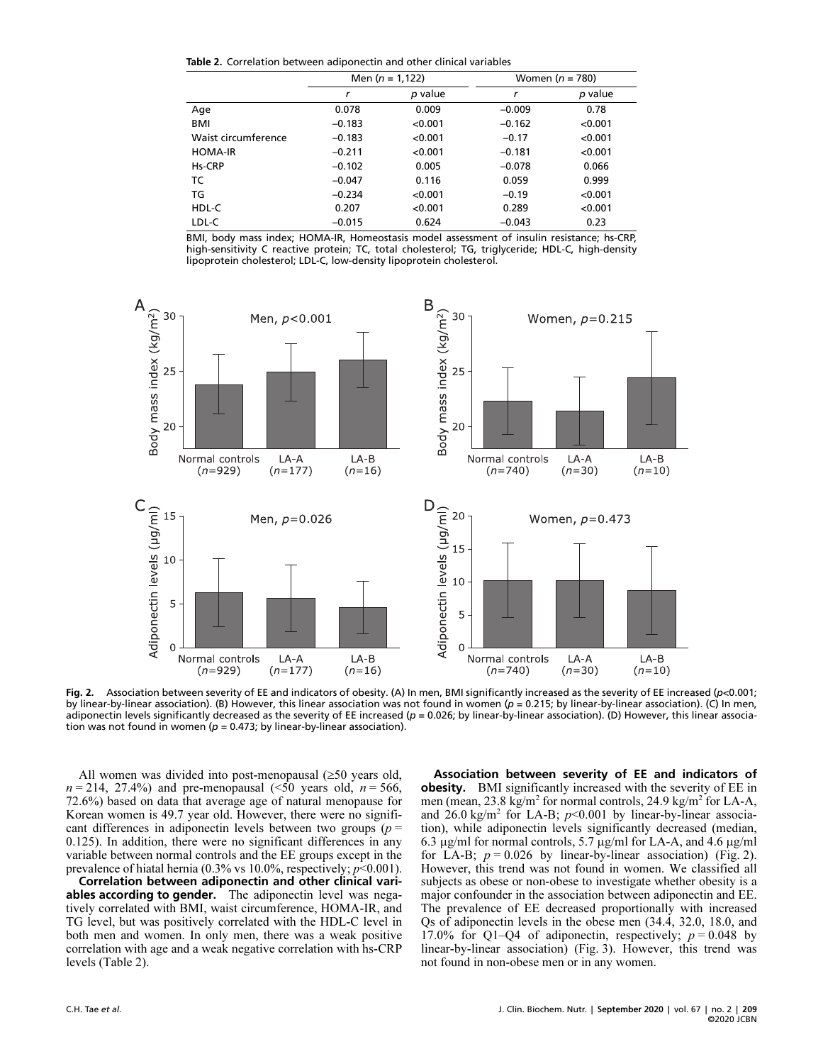**Table 2.** Correlation between adiponectin and other clinical variables

| | Men ($n$ = 1,122) | | Women ($n$ = 780) | |
|---|---|---|---|---|
| | $r$ | $p$ value | $r$ | $p$ value |
| Age | 0.078 | 0.009 | −0.009 | 0.78 |
| BMI | −0.183 | <0.001 | −0.162 | <0.001 |
| Waist circumference | −0.183 | <0.001 | −0.17 | <0.001 |
| HOMA-IR | −0.211 | <0.001 | −0.181 | <0.001 |
| Hs-CRP | −0.102 | 0.005 | −0.078 | 0.066 |
| TC | −0.047 | 0.116 | 0.059 | 0.999 |
| TG | −0.234 | <0.001 | −0.19 | <0.001 |
| HDL-C | 0.207 | <0.001 | 0.289 | <0.001 |
| LDL-C | −0.015 | 0.624 | −0.043 | 0.23 |

BMI, body mass index; HOMA-IR, Homeostasis model assessment of insulin resistance; hs-CRP, high-sensitivity C reactive protein; TC, total cholesterol; TG, triglyceride; HDL-C, high-density lipoprotein cholesterol; LDL-C, low-density lipoprotein cholesterol.

**Fig. 2.** Association between severity of EE and indicators of obesity. (A) In men, BMI significantly increased as the severity of EE increased ($p$<0.001; by linear-by-linear association). (B) However, this linear association was not found in women ($p$ = 0.215; by linear-by-linear association). (C) In men, adiponectin levels significantly decreased as the severity of EE increased ($p$ = 0.026; by linear-by-linear association). (D) However, this linear association was not found in women ($p$ = 0.473; by linear-by-linear association).

All women was divided into post-menopausal (≥50 years old, $n$ = 214, 27.4%) and pre-menopausal (<50 years old, $n$ = 566, 72.6%) based on data that average age of natural menopause for Korean women is 49.7 year old. However, there were no significant differences in adiponectin levels between two groups ($p$ = 0.125). In addition, there were no significant differences in any variable between normal controls and the EE groups except in the prevalence of hiatal hernia (0.3% vs 10.0%, respectively; $p$<0.001).

**Correlation between adiponectin and other clinical variables according to gender.** The adiponectin level was negatively correlated with BMI, waist circumference, HOMA-IR, and TG level, but was positively correlated with the HDL-C level in both men and women. In only men, there was a weak positive correlation with age and a weak negative correlation with hs-CRP levels (Table 2).

**Association between severity of EE and indicators of obesity.** BMI significantly increased with the severity of EE in men (mean, 23.8 kg/m$^2$ for normal controls, 24.9 kg/m$^2$ for LA-A, and 26.0 kg/m$^2$ for LA-B; $p$<0.001 by linear-by-linear association), while adiponectin levels significantly decreased (median, 6.3 µg/ml for normal controls, 5.7 µg/ml for LA-A, and 4.6 µg/ml for LA-B; $p$ = 0.026 by linear-by-linear association) (Fig. 2). However, this trend was not found in women. We classified all subjects as obese or non-obese to investigate whether obesity is a major confounder in the association between adiponectin and EE. The prevalence of EE decreased proportionally with increased Qs of adiponectin levels in the obese men (34.4, 32.0, 18.0, and 17.0% for Q1–Q4 of adiponectin, respectively; $p$ = 0.048 by linear-by-linear association) (Fig. 3). However, this trend was not found in non-obese men or in any women.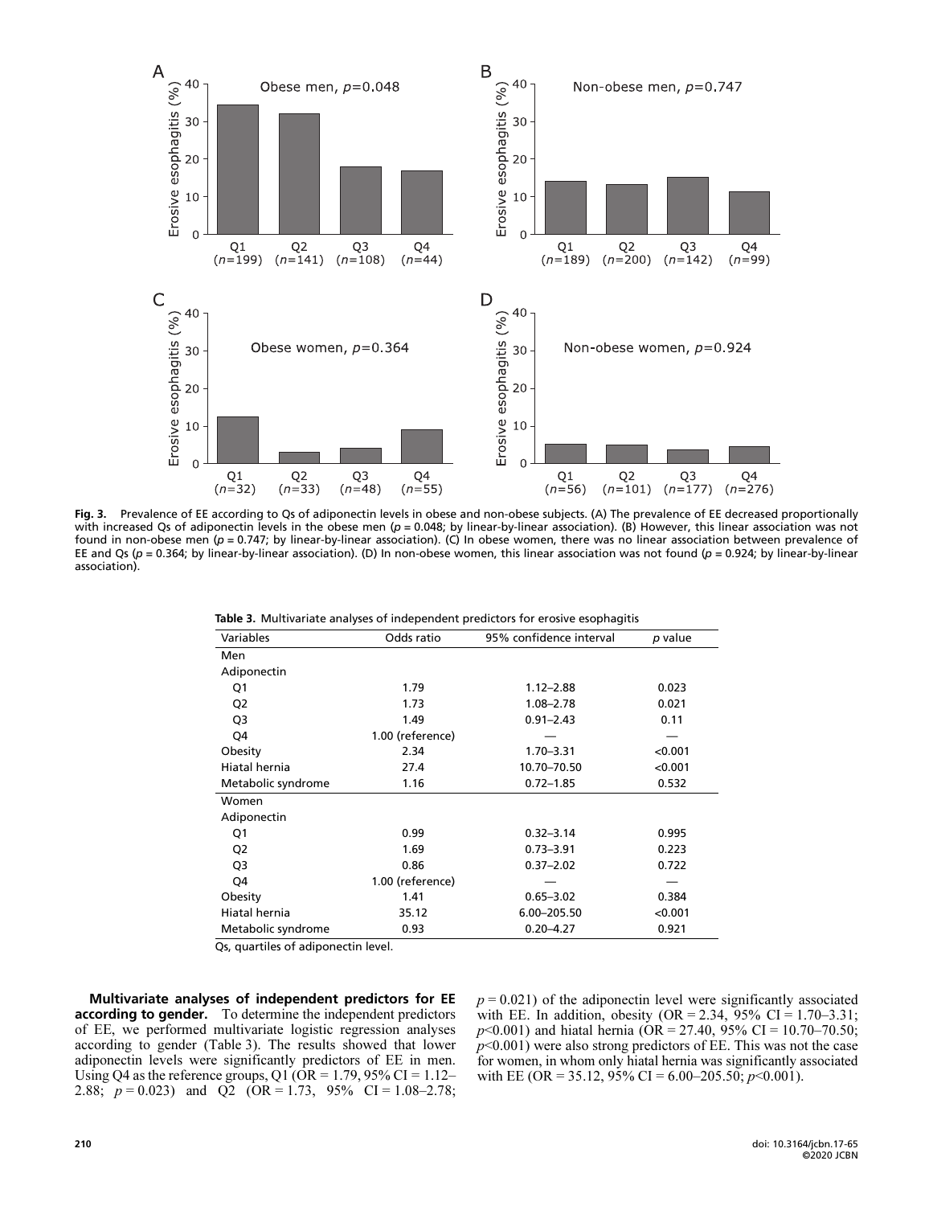**Fig. 3.** Prevalence of EE according to Qs of adiponectin levels in obese and non-obese subjects. (A) The prevalence of EE decreased proportionally with increased Qs of adiponectin levels in the obese men ($p = 0.048$; by linear-by-linear association). (B) However, this linear association was not found in non-obese men ($p = 0.747$; by linear-by-linear association). (C) In obese women, there was no linear association between prevalence of EE and Qs ($p = 0.364$; by linear-by-linear association). (D) In non-obese women, this linear association was not found ($p = 0.924$; by linear-by-linear association).

**Table 3.** Multivariate analyses of independent predictors for erosive esophagitis

| Variables | Odds ratio | 95% confidence interval | *p* value |
|---|---|---|---|
| Men | | | |
| Adiponectin | | | |
| Q1 | 1.79 | 1.12–2.88 | 0.023 |
| Q2 | 1.73 | 1.08–2.78 | 0.021 |
| Q3 | 1.49 | 0.91–2.43 | 0.11 |
| Q4 | 1.00 (reference) | — | — |
| Obesity | 2.34 | 1.70–3.31 | <0.001 |
| Hiatal hernia | 27.4 | 10.70–70.50 | <0.001 |
| Metabolic syndrome | 1.16 | 0.72–1.85 | 0.532 |
| Women | | | |
| Adiponectin | | | |
| Q1 | 0.99 | 0.32–3.14 | 0.995 |
| Q2 | 1.69 | 0.73–3.91 | 0.223 |
| Q3 | 0.86 | 0.37–2.02 | 0.722 |
| Q4 | 1.00 (reference) | — | — |
| Obesity | 1.41 | 0.65–3.02 | 0.384 |
| Hiatal hernia | 35.12 | 6.00–205.50 | <0.001 |
| Metabolic syndrome | 0.93 | 0.20–4.27 | 0.921 |

Qs, quartiles of adiponectin level.

**Multivariate analyses of independent predictors for EE according to gender.** To determine the independent predictors of EE, we performed multivariate logistic regression analyses according to gender (Table 3). The results showed that lower adiponectin levels were significantly predictors of EE in men. Using Q4 as the reference groups, Q1 (OR = 1.79, 95% CI = 1.12–2.88; $p = 0.023$) and Q2 (OR = 1.73, 95% CI = 1.08–2.78; $p = 0.021$) of the adiponectin level were significantly associated with EE. In addition, obesity (OR = 2.34, 95% CI = 1.70–3.31; $p<0.001$) and hiatal hernia (OR = 27.40, 95% CI = 10.70–70.50; $p<0.001$) were also strong predictors of EE. This was not the case for women, in whom only hiatal hernia was significantly associated with EE (OR = 35.12, 95% CI = 6.00–205.50; $p<0.001$).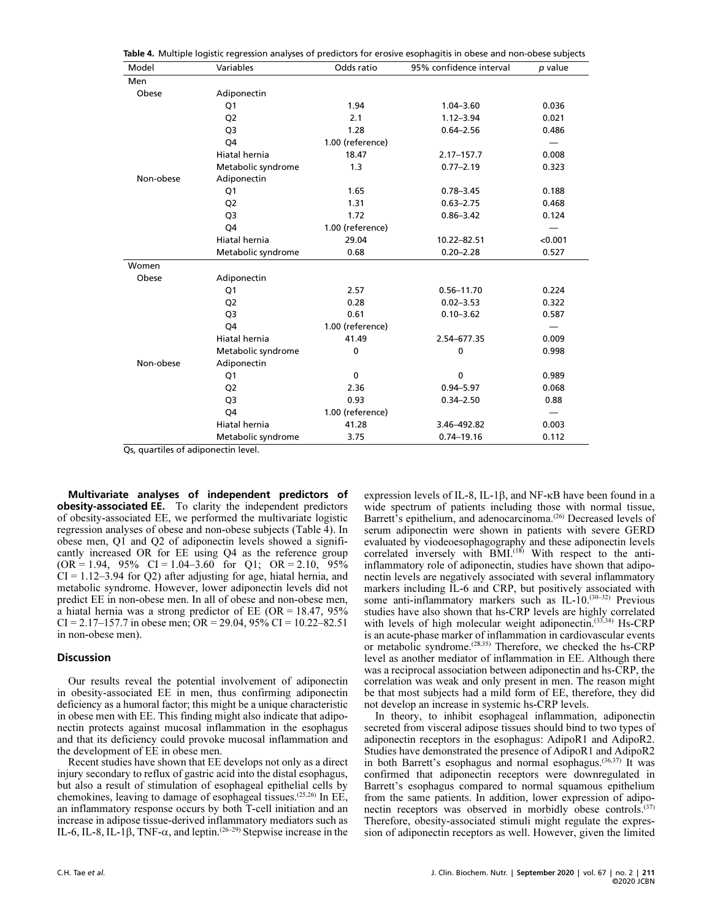**Table 4.** Multiple logistic regression analyses of predictors for erosive esophagitis in obese and non-obese subjects

| Model | Variables | Odds ratio | 95% confidence interval | *p* value |
|---|---|---|---|---|
| Men | | | | |
| Obese | Adiponectin | | | |
| | Q1 | 1.94 | 1.04–3.60 | 0.036 |
| | Q2 | 2.1 | 1.12–3.94 | 0.021 |
| | Q3 | 1.28 | 0.64–2.56 | 0.486 |
| | Q4 | 1.00 (reference) | | — |
| | Hiatal hernia | 18.47 | 2.17–157.7 | 0.008 |
| | Metabolic syndrome | 1.3 | 0.77–2.19 | 0.323 |
| Non-obese | Adiponectin | | | |
| | Q1 | 1.65 | 0.78–3.45 | 0.188 |
| | Q2 | 1.31 | 0.63–2.75 | 0.468 |
| | Q3 | 1.72 | 0.86–3.42 | 0.124 |
| | Q4 | 1.00 (reference) | | — |
| | Hiatal hernia | 29.04 | 10.22–82.51 | <0.001 |
| | Metabolic syndrome | 0.68 | 0.20–2.28 | 0.527 |
| Women | | | | |
| Obese | Adiponectin | | | |
| | Q1 | 2.57 | 0.56–11.70 | 0.224 |
| | Q2 | 0.28 | 0.02–3.53 | 0.322 |
| | Q3 | 0.61 | 0.10–3.62 | 0.587 |
| | Q4 | 1.00 (reference) | | — |
| | Hiatal hernia | 41.49 | 2.54–677.35 | 0.009 |
| | Metabolic syndrome | 0 | 0 | 0.998 |
| Non-obese | Adiponectin | | | |
| | Q1 | 0 | 0 | 0.989 |
| | Q2 | 2.36 | 0.94–5.97 | 0.068 |
| | Q3 | 0.93 | 0.34–2.50 | 0.88 |
| | Q4 | 1.00 (reference) | | — |
| | Hiatal hernia | 41.28 | 3.46–492.82 | 0.003 |
| | Metabolic syndrome | 3.75 | 0.74–19.16 | 0.112 |

Qs, quartiles of adiponectin level.

**Multivariate analyses of independent predictors of obesity-associated EE.** To clarity the independent predictors of obesity-associated EE, we performed the multivariate logistic regression analyses of obese and non-obese subjects (Table 4). In obese men, Q1 and Q2 of adiponectin levels showed a significantly increased OR for EE using Q4 as the reference group (OR = 1.94, 95% CI = 1.04–3.60 for Q1; OR = 2.10, 95% CI = 1.12–3.94 for Q2) after adjusting for age, hiatal hernia, and metabolic syndrome. However, lower adiponectin levels did not predict EE in non-obese men. In all of obese and non-obese men, a hiatal hernia was a strong predictor of EE (OR = 18.47, 95% CI = 2.17–157.7 in obese men; OR = 29.04, 95% CI = 10.22–82.51 in non-obese men).

## Discussion

Our results reveal the potential involvement of adiponectin in obesity-associated EE in men, thus confirming adiponectin deficiency as a humoral factor; this might be a unique characteristic in obese men with EE. This finding might also indicate that adiponectin protects against mucosal inflammation in the esophagus and that its deficiency could provoke mucosal inflammation and the development of EE in obese men.

Recent studies have shown that EE develops not only as a direct injury secondary to reflux of gastric acid into the distal esophagus, but also a result of stimulation of esophageal epithelial cells by chemokines, leaving to damage of esophageal tissues.[25,26] In EE, an inflammatory response occurs by both T-cell initiation and an increase in adipose tissue-derived inflammatory mediators such as IL-6, IL-8, IL-1β, TNF-α, and leptin.[26–29] Stepwise increase in the expression levels of IL-8, IL-1β, and NF-κB have been found in a wide spectrum of patients including those with normal tissue, Barrett's epithelium, and adenocarcinoma.[26] Decreased levels of serum adiponectin were shown in patients with severe GERD evaluated by viodeoesophagography and these adiponectin levels correlated inversely with BMI.[18] With respect to the anti-inflammatory role of adiponectin, studies have shown that adiponectin levels are negatively associated with several inflammatory markers including IL-6 and CRP, but positively associated with some anti-inflammatory markers such as IL-10.[30–32] Previous studies have also shown that hs-CRP levels are highly correlated with levels of high molecular weight adiponectin.[33,34] Hs-CRP is an acute-phase marker of inflammation in cardiovascular events or metabolic syndrome.[28,35] Therefore, we checked the hs-CRP level as another mediator of inflammation in EE. Although there was a reciprocal association between adiponectin and hs-CRP, the correlation was weak and only present in men. The reason might be that most subjects had a mild form of EE, therefore, they did not develop an increase in systemic hs-CRP levels.

In theory, to inhibit esophageal inflammation, adiponectin secreted from visceral adipose tissues should bind to two types of adiponectin receptors in the esophagus: AdipoR1 and AdipoR2. Studies have demonstrated the presence of AdipoR1 and AdipoR2 in both Barrett's esophagus and normal esophagus.[36,37] It was confirmed that adiponectin receptors were downregulated in Barrett's esophagus compared to normal squamous epithelium from the same patients. In addition, lower expression of adiponectin receptors was observed in morbidly obese controls.[37] Therefore, obesity-associated stimuli might regulate the expression of adiponectin receptors as well. However, given the limited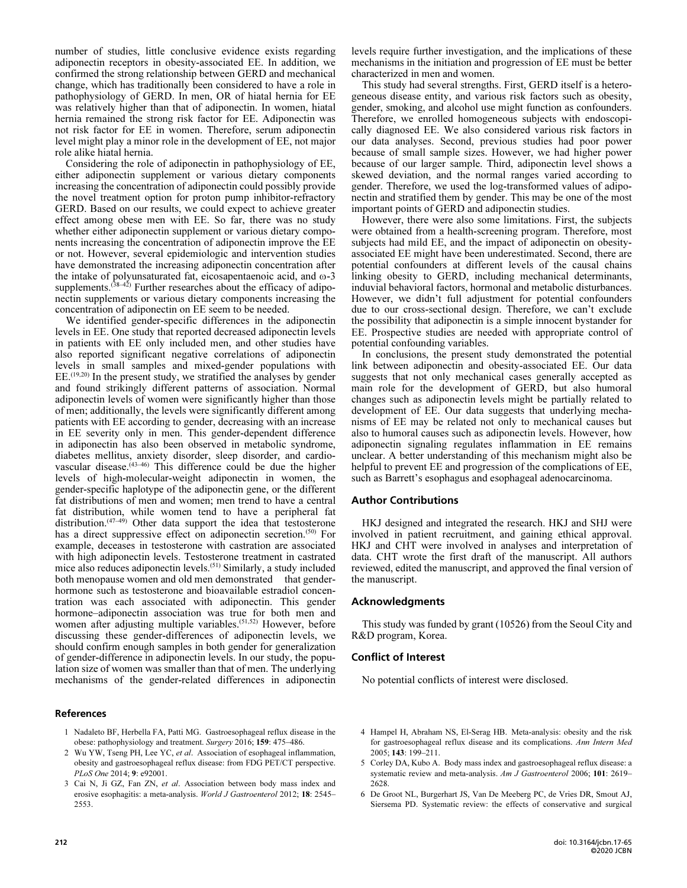number of studies, little conclusive evidence exists regarding adiponectin receptors in obesity-associated EE. In addition, we confirmed the strong relationship between GERD and mechanical change, which has traditionally been considered to have a role in pathophysiology of GERD. In men, OR of hiatal hernia for EE was relatively higher than that of adiponectin. In women, hiatal hernia remained the strong risk factor for EE. Adiponectin was not risk factor for EE in women. Therefore, serum adiponectin level might play a minor role in the development of EE, not major role alike hiatal hernia.

Considering the role of adiponectin in pathophysiology of EE, either adiponectin supplement or various dietary components increasing the concentration of adiponectin could possibly provide the novel treatment option for proton pump inhibitor-refractory GERD. Based on our results, we could expect to achieve greater effect among obese men with EE. So far, there was no study whether either adiponectin supplement or various dietary components increasing the concentration of adiponectin improve the EE or not. However, several epidemiologic and intervention studies have demonstrated the increasing adiponectin concentration after the intake of polyunsaturated fat, eicosapentaenoic acid, and ω-3 supplements.[38–42] Further researches about the efficacy of adiponectin supplements or various dietary components increasing the concentration of adiponectin on EE seem to be needed.

We identified gender-specific differences in the adiponectin levels in EE. One study that reported decreased adiponectin levels in patients with EE only included men, and other studies have also reported significant negative correlations of adiponectin levels in small samples and mixed-gender populations with EE.[19,20] In the present study, we stratified the analyses by gender and found strikingly different patterns of association. Normal adiponectin levels of women were significantly higher than those of men; additionally, the levels were significantly different among patients with EE according to gender, decreasing with an increase in EE severity only in men. This gender-dependent difference in adiponectin has also been observed in metabolic syndrome, diabetes mellitus, anxiety disorder, sleep disorder, and cardiovascular disease.[43–46] This difference could be due the higher levels of high-molecular-weight adiponectin in women, the gender-specific haplotype of the adiponectin gene, or the different fat distributions of men and women; men trend to have a central fat distribution, while women tend to have a peripheral fat distribution.[47–49] Other data support the idea that testosterone has a direct suppressive effect on adiponectin secretion.[50] For example, deceases in testosterone with castration are associated with high adiponectin levels. Testosterone treatment in castrated mice also reduces adiponectin levels.[51] Similarly, a study included both menopause women and old men demonstrated that gender-hormone such as testosterone and bioavailable estradiol concentration was each associated with adiponectin. This gender hormone–adiponectin association was true for both men and women after adjusting multiple variables.[51,52] However, before discussing these gender-differences of adiponectin levels, we should confirm enough samples in both gender for generalization of gender-difference in adiponectin levels. In our study, the population size of women was smaller than that of men. The underlying mechanisms of the gender-related differences in adiponectin levels require further investigation, and the implications of these mechanisms in the initiation and progression of EE must be better characterized in men and women.

This study had several strengths. First, GERD itself is a heterogeneous disease entity, and various risk factors such as obesity, gender, smoking, and alcohol use might function as confounders. Therefore, we enrolled homogeneous subjects with endoscopically diagnosed EE. We also considered various risk factors in our data analyses. Second, previous studies had poor power because of small sample sizes. However, we had higher power because of our larger sample. Third, adiponectin level shows a skewed deviation, and the normal ranges varied according to gender. Therefore, we used the log-transformed values of adiponectin and stratified them by gender. This may be one of the most important points of GERD and adiponectin studies.

However, there were also some limitations. First, the subjects were obtained from a health-screening program. Therefore, most subjects had mild EE, and the impact of adiponectin on obesity-associated EE might have been underestimated. Second, there are potential confounders at different levels of the causal chains linking obesity to GERD, including mechanical determinants, induvial behavioral factors, hormonal and metabolic disturbances. However, we didn't full adjustment for potential confounders due to our cross-sectional design. Therefore, we can't exclude the possibility that adiponectin is a simple innocent bystander for EE. Prospective studies are needed with appropriate control of potential confounding variables.

In conclusions, the present study demonstrated the potential link between adiponectin and obesity-associated EE. Our data suggests that not only mechanical cases generally accepted as main role for the development of GERD, but also humoral changes such as adiponectin levels might be partially related to development of EE. Our data suggests that underlying mechanisms of EE may be related not only to mechanical causes but also to humoral causes such as adiponectin levels. However, how adiponectin signaling regulates inflammation in EE remains unclear. A better understanding of this mechanism might also be helpful to prevent EE and progression of the complications of EE, such as Barrett's esophagus and esophageal adenocarcinoma.

## Author Contributions

HKJ designed and integrated the research. HKJ and SHJ were involved in patient recruitment, and gaining ethical approval. HKJ and CHT were involved in analyses and interpretation of data. CHT wrote the first draft of the manuscript. All authors reviewed, edited the manuscript, and approved the final version of the manuscript.

## Acknowledgments

This study was funded by grant (10526) from the Seoul City and R&D program, Korea.

## Conflict of Interest

No potential conflicts of interest were disclosed.

## References

1 Nadaleto BF, Herbella FA, Patti MG. Gastroesophageal reflux disease in the obese: pathophysiology and treatment. *Surgery* 2016; **159**: 475–486.

2 Wu YW, Tseng PH, Lee YC, *et al*. Association of esophageal inflammation, obesity and gastroesophageal reflux disease: from FDG PET/CT perspective. *PLoS One* 2014; **9**: e92001.

3 Cai N, Ji GZ, Fan ZN, *et al*. Association between body mass index and erosive esophagitis: a meta-analysis. *World J Gastroenterol* 2012; **18**: 2545–2553.

4 Hampel H, Abraham NS, El-Serag HB. Meta-analysis: obesity and the risk for gastroesophageal reflux disease and its complications. *Ann Intern Med* 2005; **143**: 199–211.

5 Corley DA, Kubo A. Body mass index and gastroesophageal reflux disease: a systematic review and meta-analysis. *Am J Gastroenterol* 2006; **101**: 2619–2628.

6 De Groot NL, Burgerhart JS, Van De Meeberg PC, de Vries DR, Smout AJ, Siersema PD. Systematic review: the effects of conservative and surgical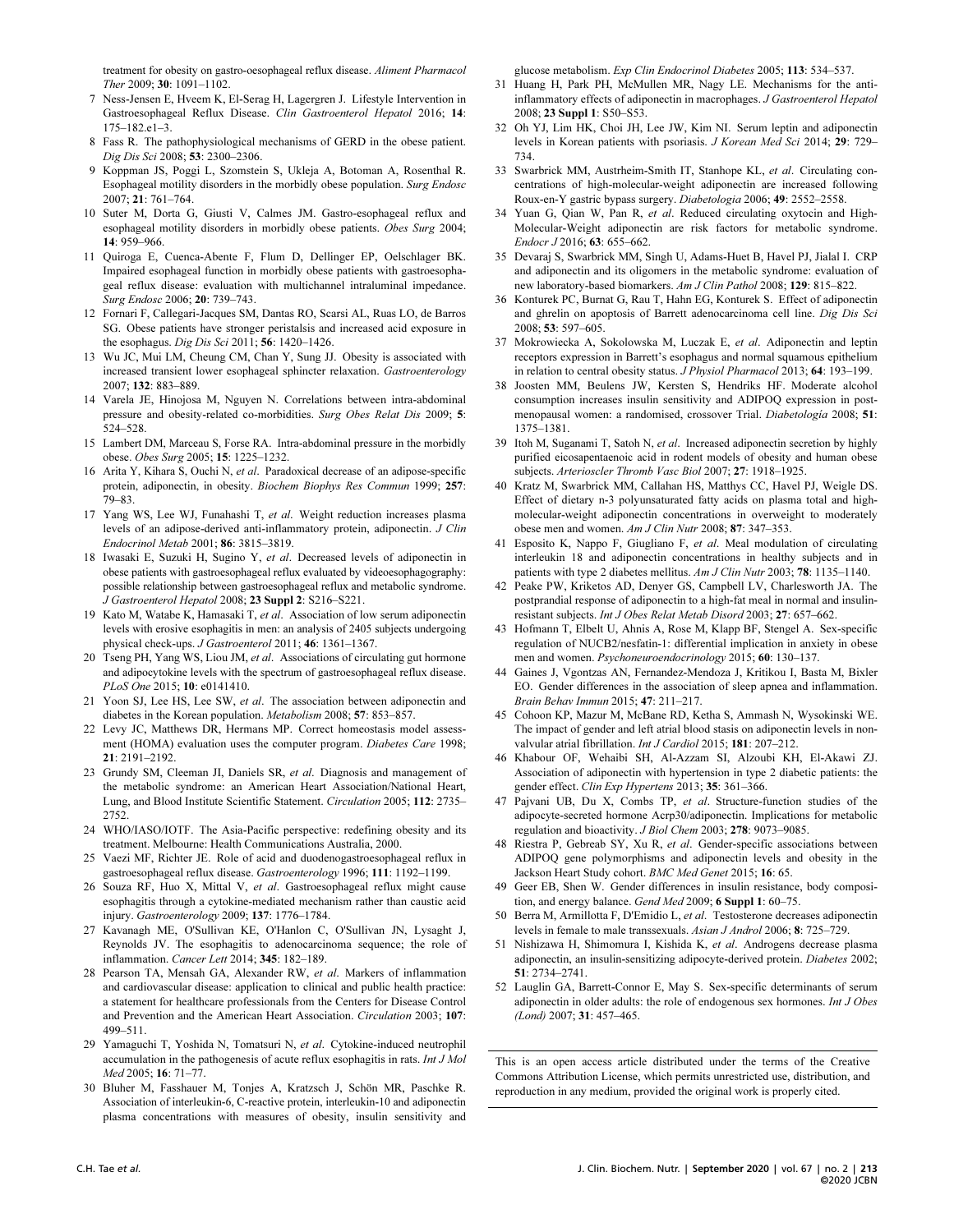treatment for obesity on gastro-oesophageal reflux disease. *Aliment Pharmacol Ther* 2009; **30**: 1091–1102.

7 Ness-Jensen E, Hveem K, El-Serag H, Lagergren J. Lifestyle Intervention in Gastroesophageal Reflux Disease. *Clin Gastroenterol Hepatol* 2016; **14**: 175–182.e1–3.

8 Fass R. The pathophysiological mechanisms of GERD in the obese patient. *Dig Dis Sci* 2008; **53**: 2300–2306.

9 Koppman JS, Poggi L, Szomstein S, Ukleja A, Botoman A, Rosenthal R. Esophageal motility disorders in the morbidly obese population. *Surg Endosc* 2007; **21**: 761–764.

10 Suter M, Dorta G, Giusti V, Calmes JM. Gastro-esophageal reflux and esophageal motility disorders in morbidly obese patients. *Obes Surg* 2004; **14**: 959–966.

11 Quiroga E, Cuenca-Abente F, Flum D, Dellinger EP, Oelschlager BK. Impaired esophageal function in morbidly obese patients with gastroesophageal reflux disease: evaluation with multichannel intraluminal impedance. *Surg Endosc* 2006; **20**: 739–743.

12 Fornari F, Callegari-Jacques SM, Dantas RO, Scarsi AL, Ruas LO, de Barros SG. Obese patients have stronger peristalsis and increased acid exposure in the esophagus. *Dig Dis Sci* 2011; **56**: 1420–1426.

13 Wu JC, Mui LM, Cheung CM, Chan Y, Sung JJ. Obesity is associated with increased transient lower esophageal sphincter relaxation. *Gastroenterology* 2007; **132**: 883–889.

14 Varela JE, Hinojosa M, Nguyen N. Correlations between intra-abdominal pressure and obesity-related co-morbidities. *Surg Obes Relat Dis* 2009; **5**: 524–528.

15 Lambert DM, Marceau S, Forse RA. Intra-abdominal pressure in the morbidly obese. *Obes Surg* 2005; **15**: 1225–1232.

16 Arita Y, Kihara S, Ouchi N, *et al*. Paradoxical decrease of an adipose-specific protein, adiponectin, in obesity. *Biochem Biophys Res Commun* 1999; **257**: 79–83.

17 Yang WS, Lee WJ, Funahashi T, *et al*. Weight reduction increases plasma levels of an adipose-derived anti-inflammatory protein, adiponectin. *J Clin Endocrinol Metab* 2001; **86**: 3815–3819.

18 Iwasaki E, Suzuki H, Sugino Y, *et al*. Decreased levels of adiponectin in obese patients with gastroesophageal reflux evaluated by videoesophagography: possible relationship between gastroesophageal reflux and metabolic syndrome. *J Gastroenterol Hepatol* 2008; **23 Suppl 2**: S216–S221.

19 Kato M, Watabe K, Hamasaki T, *et al*. Association of low serum adiponectin levels with erosive esophagitis in men: an analysis of 2405 subjects undergoing physical check-ups. *J Gastroenterol* 2011; **46**: 1361–1367.

20 Tseng PH, Yang WS, Liou JM, *et al*. Associations of circulating gut hormone and adipocytokine levels with the spectrum of gastroesophageal reflux disease. *PLoS One* 2015; **10**: e0141410.

21 Yoon SJ, Lee HS, Lee SW, *et al*. The association between adiponectin and diabetes in the Korean population. *Metabolism* 2008; **57**: 853–857.

22 Levy JC, Matthews DR, Hermans MP. Correct homeostasis model assessment (HOMA) evaluation uses the computer program. *Diabetes Care* 1998; **21**: 2191–2192.

23 Grundy SM, Cleeman JI, Daniels SR, *et al*. Diagnosis and management of the metabolic syndrome: an American Heart Association/National Heart, Lung, and Blood Institute Scientific Statement. *Circulation* 2005; **112**: 2735–2752.

24 WHO/IASO/IOTF. The Asia-Pacific perspective: redefining obesity and its treatment. Melbourne: Health Communications Australia, 2000.

25 Vaezi MF, Richter JE. Role of acid and duodenogastroesophageal reflux in gastroesophageal reflux disease. *Gastroenterology* 1996; **111**: 1192–1199.

26 Souza RF, Huo X, Mittal V, *et al*. Gastroesophageal reflux might cause esophagitis through a cytokine-mediated mechanism rather than caustic acid injury. *Gastroenterology* 2009; **137**: 1776–1784.

27 Kavanagh ME, O'Sullivan KE, O'Hanlon C, O'Sullivan JN, Lysaght J, Reynolds JV. The esophagitis to adenocarcinoma sequence; the role of inflammation. *Cancer Lett* 2014; **345**: 182–189.

28 Pearson TA, Mensah GA, Alexander RW, *et al*. Markers of inflammation and cardiovascular disease: application to clinical and public health practice: a statement for healthcare professionals from the Centers for Disease Control and Prevention and the American Heart Association. *Circulation* 2003; **107**: 499–511.

29 Yamaguchi T, Yoshida N, Tomatsuri N, *et al*. Cytokine-induced neutrophil accumulation in the pathogenesis of acute reflux esophagitis in rats. *Int J Mol Med* 2005; **16**: 71–77.

30 Bluher M, Fasshauer M, Tonjes A, Kratzsch J, Schön MR, Paschke R. Association of interleukin-6, C-reactive protein, interleukin-10 and adiponectin plasma concentrations with measures of obesity, insulin sensitivity and glucose metabolism. *Exp Clin Endocrinol Diabetes* 2005; **113**: 534–537.

31 Huang H, Park PH, McMullen MR, Nagy LE. Mechanisms for the anti-inflammatory effects of adiponectin in macrophages. *J Gastroenterol Hepatol* 2008; **23 Suppl 1**: S50–S53.

32 Oh YJ, Lim HK, Choi JH, Lee JW, Kim NI. Serum leptin and adiponectin levels in Korean patients with psoriasis. *J Korean Med Sci* 2014; **29**: 729–734.

33 Swarbrick MM, Austrheim-Smith IT, Stanhope KL, *et al*. Circulating concentrations of high-molecular-weight adiponectin are increased following Roux-en-Y gastric bypass surgery. *Diabetologia* 2006; **49**: 2552–2558.

34 Yuan G, Qian W, Pan R, *et al*. Reduced circulating oxytocin and High-Molecular-Weight adiponectin are risk factors for metabolic syndrome. *Endocr J* 2016; **63**: 655–662.

35 Devaraj S, Swarbrick MM, Singh U, Adams-Huet B, Havel PJ, Jialal I. CRP and adiponectin and its oligomers in the metabolic syndrome: evaluation of new laboratory-based biomarkers. *Am J Clin Pathol* 2008; **129**: 815–822.

36 Konturek PC, Burnat G, Rau T, Hahn EG, Konturek S. Effect of adiponectin and ghrelin on apoptosis of Barrett adenocarcinoma cell line. *Dig Dis Sci* 2008; **53**: 597–605.

37 Mokrowiecka A, Sokolowska M, Luczak E, *et al*. Adiponectin and leptin receptors expression in Barrett's esophagus and normal squamous epithelium in relation to central obesity status. *J Physiol Pharmacol* 2013; **64**: 193–199.

38 Joosten MM, Beulens JW, Kersten S, Hendriks HF. Moderate alcohol consumption increases insulin sensitivity and ADIPOQ expression in postmenopausal women: a randomised, crossover Trial. *Diabetología* 2008; **51**: 1375–1381.

39 Itoh M, Suganami T, Satoh N, *et al*. Increased adiponectin secretion by highly purified eicosapentaenoic acid in rodent models of obesity and human obese subjects. *Arterioscler Thromb Vasc Biol* 2007; **27**: 1918–1925.

40 Kratz M, Swarbrick MM, Callahan HS, Matthys CC, Havel PJ, Weigle DS. Effect of dietary n-3 polyunsaturated fatty acids on plasma total and high-molecular-weight adiponectin concentrations in overweight to moderately obese men and women. *Am J Clin Nutr* 2008; **87**: 347–353.

41 Esposito K, Nappo F, Giugliano F, *et al*. Meal modulation of circulating interleukin 18 and adiponectin concentrations in healthy subjects and in patients with type 2 diabetes mellitus. *Am J Clin Nutr* 2003; **78**: 1135–1140.

42 Peake PW, Kriketos AD, Denyer GS, Campbell LV, Charlesworth JA. The postprandial response of adiponectin to a high-fat meal in normal and insulin-resistant subjects. *Int J Obes Relat Metab Disord* 2003; **27**: 657–662.

43 Hofmann T, Elbelt U, Ahnis A, Rose M, Klapp BF, Stengel A. Sex-specific regulation of NUCB2/nesfatin-1: differential implication in anxiety in obese men and women. *Psychoneuroendocrinology* 2015; **60**: 130–137.

44 Gaines J, Vgontzas AN, Fernandez-Mendoza J, Kritikou I, Basta M, Bixler EO. Gender differences in the association of sleep apnea and inflammation. *Brain Behav Immun* 2015; **47**: 211–217.

45 Cohoon KP, Mazur M, McBane RD, Ketha S, Ammash N, Wysokinski WE. The impact of gender and left atrial blood stasis on adiponectin levels in non-valvular atrial fibrillation. *Int J Cardiol* 2015; **181**: 207–212.

46 Khabour OF, Wehaibi SH, Al-Azzam SI, Alzoubi KH, El-Akawi ZJ. Association of adiponectin with hypertension in type 2 diabetic patients: the gender effect. *Clin Exp Hypertens* 2013; **35**: 361–366.

47 Pajvani UB, Du X, Combs TP, *et al*. Structure-function studies of the adipocyte-secreted hormone Acrp30/adiponectin. Implications for metabolic regulation and bioactivity. *J Biol Chem* 2003; **278**: 9073–9085.

48 Riestra P, Gebreab SY, Xu R, *et al*. Gender-specific associations between ADIPOQ gene polymorphisms and adiponectin levels and obesity in the Jackson Heart Study cohort. *BMC Med Genet* 2015; **16**: 65.

49 Geer EB, Shen W. Gender differences in insulin resistance, body composition, and energy balance. *Gend Med* 2009; **6 Suppl 1**: 60–75.

50 Berra M, Armillotta F, D'Emidio L, *et al*. Testosterone decreases adiponectin levels in female to male transsexuals. *Asian J Androl* 2006; **8**: 725–729.

51 Nishizawa H, Shimomura I, Kishida K, *et al*. Androgens decrease plasma adiponectin, an insulin-sensitizing adipocyte-derived protein. *Diabetes* 2002; **51**: 2734–2741.

52 Laughlin GA, Barrett-Connor E, May S. Sex-specific determinants of serum adiponectin in older adults: the role of endogenous sex hormones. *Int J Obes (Lond)* 2007; **31**: 457–465.

This is an open access article distributed under the terms of the Creative Commons Attribution License, which permits unrestricted use, distribution, and reproduction in any medium, provided the original work is properly cited.